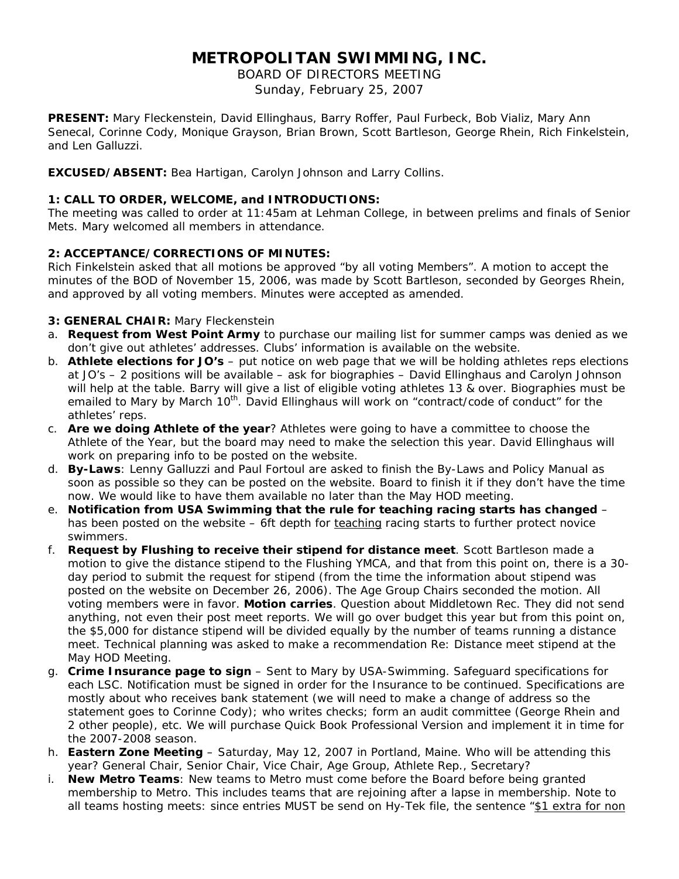# METROPOLITAN SWIMMING, INC.

BOARD OF DIRECTORS MEETING
Sunday, February 25, 2007

**PRESENT:** Mary Fleckenstein, David Ellinghaus, Barry Roffer, Paul Furbeck, Bob Vializ, Mary Ann Senecal, Corinne Cody, Monique Grayson, Brian Brown, Scott Bartleson, George Rhein, Rich Finkelstein, and Len Galluzzi.

**EXCUSED/ABSENT:** Bea Hartigan, Carolyn Johnson and Larry Collins.

**1: CALL TO ORDER, WELCOME, and INTRODUCTIONS:**
The meeting was called to order at 11:45am at Lehman College, in between prelims and finals of Senior Mets. Mary welcomed all members in attendance.

**2: ACCEPTANCE/CORRECTIONS OF MINUTES:**
Rich Finkelstein asked that all motions be approved "by all voting Members". A motion to accept the minutes of the BOD of November 15, 2006, was made by Scott Bartleson, seconded by Georges Rhein, and approved by all voting members. Minutes were accepted as amended.

**3: GENERAL CHAIR:** Mary Fleckenstein

a. **Request from West Point Army** to purchase our mailing list for summer camps was denied as we don't give out athletes' addresses. Clubs' information is available on the website.
b. **Athlete elections for JO's** – put notice on web page that we will be holding athletes reps elections at JO's – 2 positions will be available – ask for biographies – David Ellinghaus and Carolyn Johnson will help at the table. Barry will give a list of eligible voting athletes 13 & over. Biographies must be emailed to Mary by March 10th. David Ellinghaus will work on "contract/code of conduct" for the athletes' reps.
c. **Are we doing Athlete of the year**? Athletes were going to have a committee to choose the Athlete of the Year, but the board may need to make the selection this year. David Ellinghaus will work on preparing info to be posted on the website.
d. **By-Laws**: Lenny Galluzzi and Paul Fortoul are asked to finish the By-Laws and Policy Manual as soon as possible so they can be posted on the website. Board to finish it if they don't have the time now. We would like to have them available no later than the May HOD meeting.
e. **Notification from USA Swimming that the rule for teaching racing starts has changed** – has been posted on the website – 6ft depth for <u>teaching</u> racing starts to further protect novice swimmers.
f. **Request by Flushing to receive their stipend for distance meet**. Scott Bartleson made a motion to give the distance stipend to the Flushing YMCA, and that from this point on, there is a 30-day period to submit the request for stipend (from the time the information about stipend was posted on the website on December 26, 2006). The Age Group Chairs seconded the motion. All voting members were in favor. **Motion carries**. Question about Middletown Rec. They did not send anything, not even their post meet reports. We will go over budget this year but from this point on, the $5,000 for distance stipend will be divided equally by the number of teams running a distance meet. Technical planning was asked to make a recommendation Re: Distance meet stipend at the May HOD Meeting.
g. **Crime Insurance page to sign** – Sent to Mary by USA-Swimming. Safeguard specifications for each LSC. Notification must be signed in order for the Insurance to be continued. Specifications are mostly about who receives bank statement (we will need to make a change of address so the statement goes to Corinne Cody); who writes checks; form an audit committee (George Rhein and 2 other people), etc. We will purchase Quick Book Professional Version and implement it in time for the 2007-2008 season.
h. **Eastern Zone Meeting** – Saturday, May 12, 2007 in Portland, Maine. Who will be attending this year? General Chair, Senior Chair, Vice Chair, Age Group, Athlete Rep., Secretary?
i. **New Metro Teams**: New teams to Metro must come before the Board before being granted membership to Metro. This includes teams that are rejoining after a lapse in membership. Note to all teams hosting meets: since entries MUST be send on Hy-Tek file, the sentence "<u>$1 extra for non</u>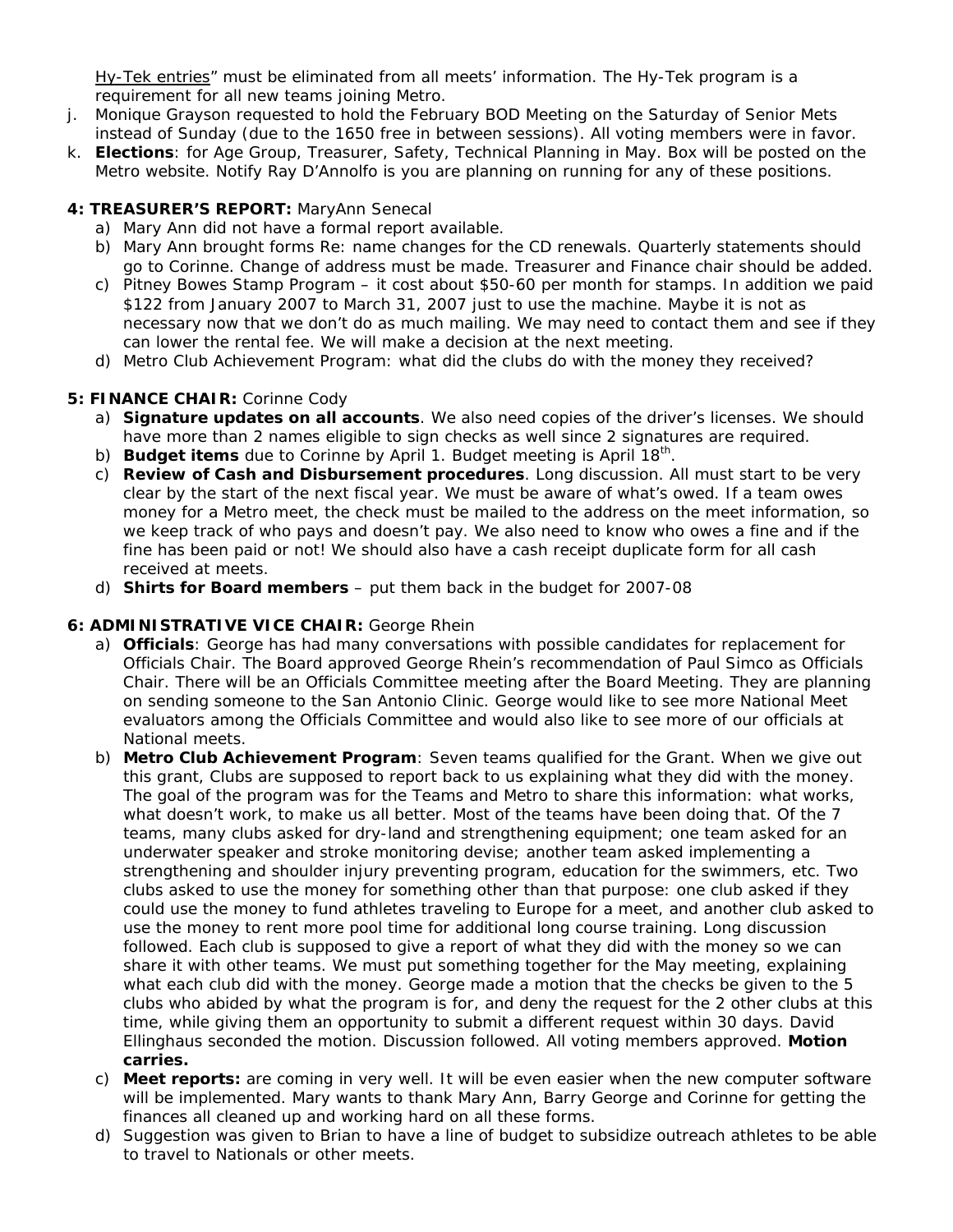Hy-Tek entries" must be eliminated from all meets' information. The Hy-Tek program is a requirement for all new teams joining Metro.

j. Monique Grayson requested to hold the February BOD Meeting on the Saturday of Senior Mets instead of Sunday (due to the 1650 free in between sessions). All voting members were in favor.
k. **Elections**: for Age Group, Treasurer, Safety, Technical Planning in May. Box will be posted on the Metro website. Notify Ray D'Annolfo is you are planning on running for any of these positions.

**4: TREASURER'S REPORT:** MaryAnn Senecal

a) Mary Ann did not have a formal report available.
b) Mary Ann brought forms Re: name changes for the CD renewals. Quarterly statements should go to Corinne. Change of address must be made. Treasurer and Finance chair should be added.
c) Pitney Bowes Stamp Program – it cost about $50-60 per month for stamps. In addition we paid $122 from January 2007 to March 31, 2007 just to use the machine. Maybe it is not as necessary now that we don't do as much mailing. We may need to contact them and see if they can lower the rental fee. We will make a decision at the next meeting.
d) Metro Club Achievement Program: what did the clubs do with the money they received?

**5: FINANCE CHAIR:** Corinne Cody

a) **Signature updates on all accounts**. We also need copies of the driver's licenses. We should have more than 2 names eligible to sign checks as well since 2 signatures are required.
b) **Budget items** due to Corinne by April 1. Budget meeting is April 18th.
c) **Review of Cash and Disbursement procedures**. Long discussion. All must start to be very clear by the start of the next fiscal year. We must be aware of what's owed. If a team owes money for a Metro meet, the check must be mailed to the address on the meet information, so we keep track of who pays and doesn't pay. We also need to know who owes a fine and if the fine has been paid or not! We should also have a cash receipt duplicate form for all cash received at meets.
d) **Shirts for Board members** – put them back in the budget for 2007-08

**6: ADMINISTRATIVE VICE CHAIR:** George Rhein

a) **Officials**: George has had many conversations with possible candidates for replacement for Officials Chair. The Board approved George Rhein's recommendation of Paul Simco as Officials Chair. There will be an Officials Committee meeting after the Board Meeting. They are planning on sending someone to the San Antonio Clinic. George would like to see more National Meet evaluators among the Officials Committee and would also like to see more of our officials at National meets.
b) **Metro Club Achievement Program**: Seven teams qualified for the Grant. When we give out this grant, Clubs are supposed to report back to us explaining what they did with the money. The goal of the program was for the Teams and Metro to share this information: what works, what doesn't work, to make us all better. Most of the teams have been doing that. Of the 7 teams, many clubs asked for dry-land and strengthening equipment; one team asked for an underwater speaker and stroke monitoring devise; another team asked implementing a strengthening and shoulder injury preventing program, education for the swimmers, etc. Two clubs asked to use the money for something other than that purpose: one club asked if they could use the money to fund athletes traveling to Europe for a meet, and another club asked to use the money to rent more pool time for additional long course training. Long discussion followed. Each club is supposed to give a report of what they did with the money so we can share it with other teams. We must put something together for the May meeting, explaining what each club did with the money. George made a motion that the checks be given to the 5 clubs who abided by what the program is for, and deny the request for the 2 other clubs at this time, while giving them an opportunity to submit a different request within 30 days. David Ellinghaus seconded the motion. Discussion followed. All voting members approved. **Motion carries.**
c) **Meet reports:** are coming in very well. It will be even easier when the new computer software will be implemented. Mary wants to thank Mary Ann, Barry George and Corinne for getting the finances all cleaned up and working hard on all these forms.
d) Suggestion was given to Brian to have a line of budget to subsidize outreach athletes to be able to travel to Nationals or other meets.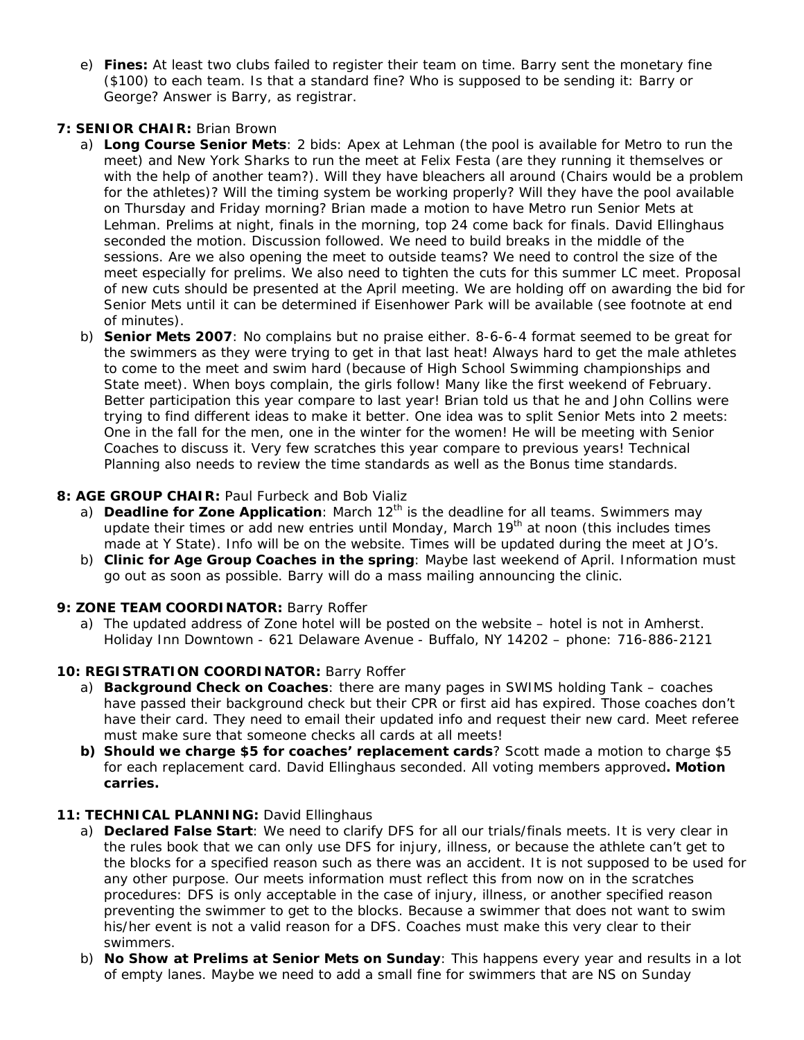e) **Fines:** At least two clubs failed to register their team on time. Barry sent the monetary fine ($100) to each team. Is that a standard fine? Who is supposed to be sending it: Barry or George? Answer is Barry, as registrar.

**7: SENIOR CHAIR:** Brian Brown

a) **Long Course Senior Mets**: 2 bids: Apex at Lehman (the pool is available for Metro to run the meet) and New York Sharks to run the meet at Felix Festa (are they running it themselves or with the help of another team?). Will they have bleachers all around (Chairs would be a problem for the athletes)? Will the timing system be working properly? Will they have the pool available on Thursday and Friday morning? Brian made a motion to have Metro run Senior Mets at Lehman. Prelims at night, finals in the morning, top 24 come back for finals. David Ellinghaus seconded the motion. Discussion followed. We need to build breaks in the middle of the sessions. Are we also opening the meet to outside teams? We need to control the size of the meet especially for prelims. We also need to tighten the cuts for this summer LC meet. Proposal of new cuts should be presented at the April meeting. We are holding off on awarding the bid for Senior Mets until it can be determined if Eisenhower Park will be available (see footnote at end of minutes).

b) **Senior Mets 2007**: No complains but no praise either. 8-6-6-4 format seemed to be great for the swimmers as they were trying to get in that last heat! Always hard to get the male athletes to come to the meet and swim hard (because of High School Swimming championships and State meet). When boys complain, the girls follow! Many like the first weekend of February. Better participation this year compare to last year! Brian told us that he and John Collins were trying to find different ideas to make it better. One idea was to split Senior Mets into 2 meets: One in the fall for the men, one in the winter for the women! He will be meeting with Senior Coaches to discuss it. Very few scratches this year compare to previous years! Technical Planning also needs to review the time standards as well as the Bonus time standards.

**8: AGE GROUP CHAIR:** Paul Furbeck and Bob Vializ

a) **Deadline for Zone Application**: March 12th is the deadline for all teams. Swimmers may update their times or add new entries until Monday, March 19th at noon (this includes times made at Y State). Info will be on the website. Times will be updated during the meet at JO's.

b) **Clinic for Age Group Coaches in the spring**: Maybe last weekend of April. Information must go out as soon as possible. Barry will do a mass mailing announcing the clinic.

**9: ZONE TEAM COORDINATOR:** Barry Roffer

a) The updated address of Zone hotel will be posted on the website – hotel is not in Amherst. Holiday Inn Downtown - 621 Delaware Avenue - Buffalo, NY 14202 – phone: 716-886-2121

**10: REGISTRATION COORDINATOR:** Barry Roffer

a) **Background Check on Coaches**: there are many pages in SWIMS holding Tank – coaches have passed their background check but their CPR or first aid has expired. Those coaches don't have their card. They need to email their updated info and request their new card. Meet referee must make sure that someone checks all cards at all meets!

b) **Should we charge $5 for coaches' replacement cards**? Scott made a motion to charge $5 for each replacement card. David Ellinghaus seconded. All voting members approved**. Motion carries.**

**11: TECHNICAL PLANNING:** David Ellinghaus

a) **Declared False Start**: We need to clarify DFS for all our trials/finals meets. It is very clear in the rules book that we can only use DFS for injury, illness, or because the athlete can't get to the blocks for a specified reason such as there was an accident. It is not supposed to be used for any other purpose. Our meets information must reflect this from now on in the scratches procedures: DFS is only acceptable in the case of injury, illness, or another specified reason preventing the swimmer to get to the blocks. Because a swimmer that does not want to swim his/her event is not a valid reason for a DFS. Coaches must make this very clear to their swimmers.

b) **No Show at Prelims at Senior Mets on Sunday**: This happens every year and results in a lot of empty lanes. Maybe we need to add a small fine for swimmers that are NS on Sunday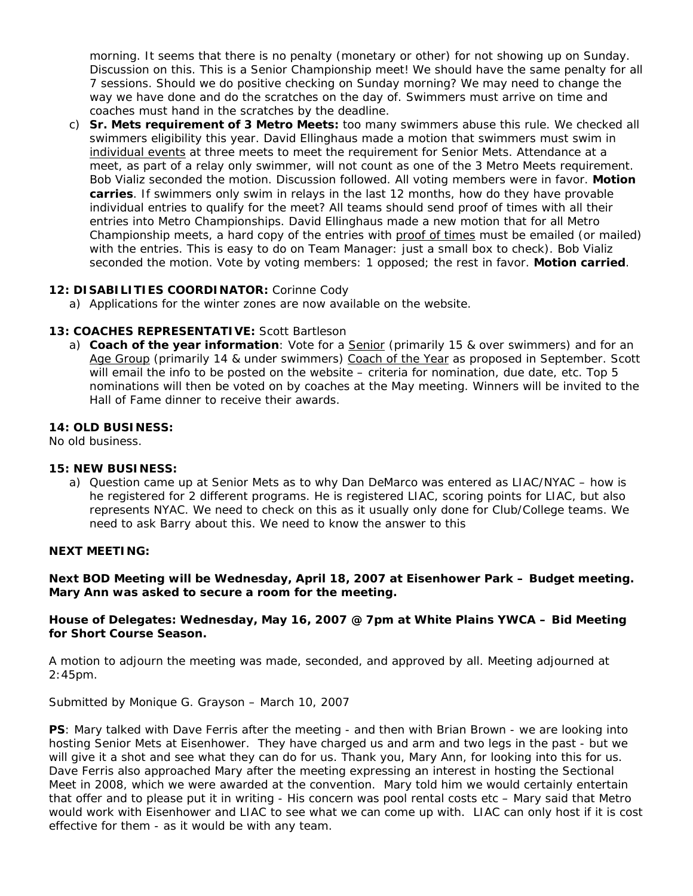morning. It seems that there is no penalty (monetary or other) for not showing up on Sunday. Discussion on this. This is a Senior Championship meet! We should have the same penalty for all 7 sessions. Should we do positive checking on Sunday morning? We may need to change the way we have done and do the scratches on the day of. Swimmers must arrive on time and coaches must hand in the scratches by the deadline.

c) **Sr. Mets requirement of 3 Metro Meets:** too many swimmers abuse this rule. We checked all swimmers eligibility this year. David Ellinghaus made a motion that swimmers must swim in individual events at three meets to meet the requirement for Senior Mets. Attendance at a meet, as part of a relay only swimmer, will not count as one of the 3 Metro Meets requirement. Bob Vializ seconded the motion. Discussion followed. All voting members were in favor. **Motion carries**. If swimmers only swim in relays in the last 12 months, how do they have provable individual entries to qualify for the meet? All teams should send proof of times with all their entries into Metro Championships. David Ellinghaus made a new motion that for all Metro Championship meets, a hard copy of the entries with proof of times must be emailed (or mailed) with the entries. This is easy to do on Team Manager: just a small box to check). Bob Vializ seconded the motion. Vote by voting members: 1 opposed; the rest in favor. **Motion carried**.

**12: DISABILITIES COORDINATOR:** Corinne Cody

a) Applications for the winter zones are now available on the website.

**13: COACHES REPRESENTATIVE:** Scott Bartleson

a) **Coach of the year information**: Vote for a Senior (primarily 15 & over swimmers) and for an Age Group (primarily 14 & under swimmers) Coach of the Year as proposed in September. Scott will email the info to be posted on the website – criteria for nomination, due date, etc. Top 5 nominations will then be voted on by coaches at the May meeting. Winners will be invited to the Hall of Fame dinner to receive their awards.

**14: OLD BUSINESS:**

No old business.

**15: NEW BUSINESS:**

a) Question came up at Senior Mets as to why Dan DeMarco was entered as LIAC/NYAC – how is he registered for 2 different programs. He is registered LIAC, scoring points for LIAC, but also represents NYAC. We need to check on this as it usually only done for Club/College teams. We need to ask Barry about this. We need to know the answer to this

**NEXT MEETING:**

**Next BOD Meeting will be Wednesday, April 18, 2007 at Eisenhower Park – Budget meeting. Mary Ann was asked to secure a room for the meeting.**

**House of Delegates: Wednesday, May 16, 2007 @ 7pm at White Plains YWCA – Bid Meeting for Short Course Season.**

A motion to adjourn the meeting was made, seconded, and approved by all. Meeting adjourned at 2:45pm.

Submitted by Monique G. Grayson – March 10, 2007

**PS**: Mary talked with Dave Ferris after the meeting - and then with Brian Brown - we are looking into hosting Senior Mets at Eisenhower. They have charged us and arm and two legs in the past - but we will give it a shot and see what they can do for us. Thank you, Mary Ann, for looking into this for us. Dave Ferris also approached Mary after the meeting expressing an interest in hosting the Sectional Meet in 2008, which we were awarded at the convention. Mary told him we would certainly entertain that offer and to please put it in writing - His concern was pool rental costs etc – Mary said that Metro would work with Eisenhower and LIAC to see what we can come up with. LIAC can only host if it is cost effective for them - as it would be with any team.